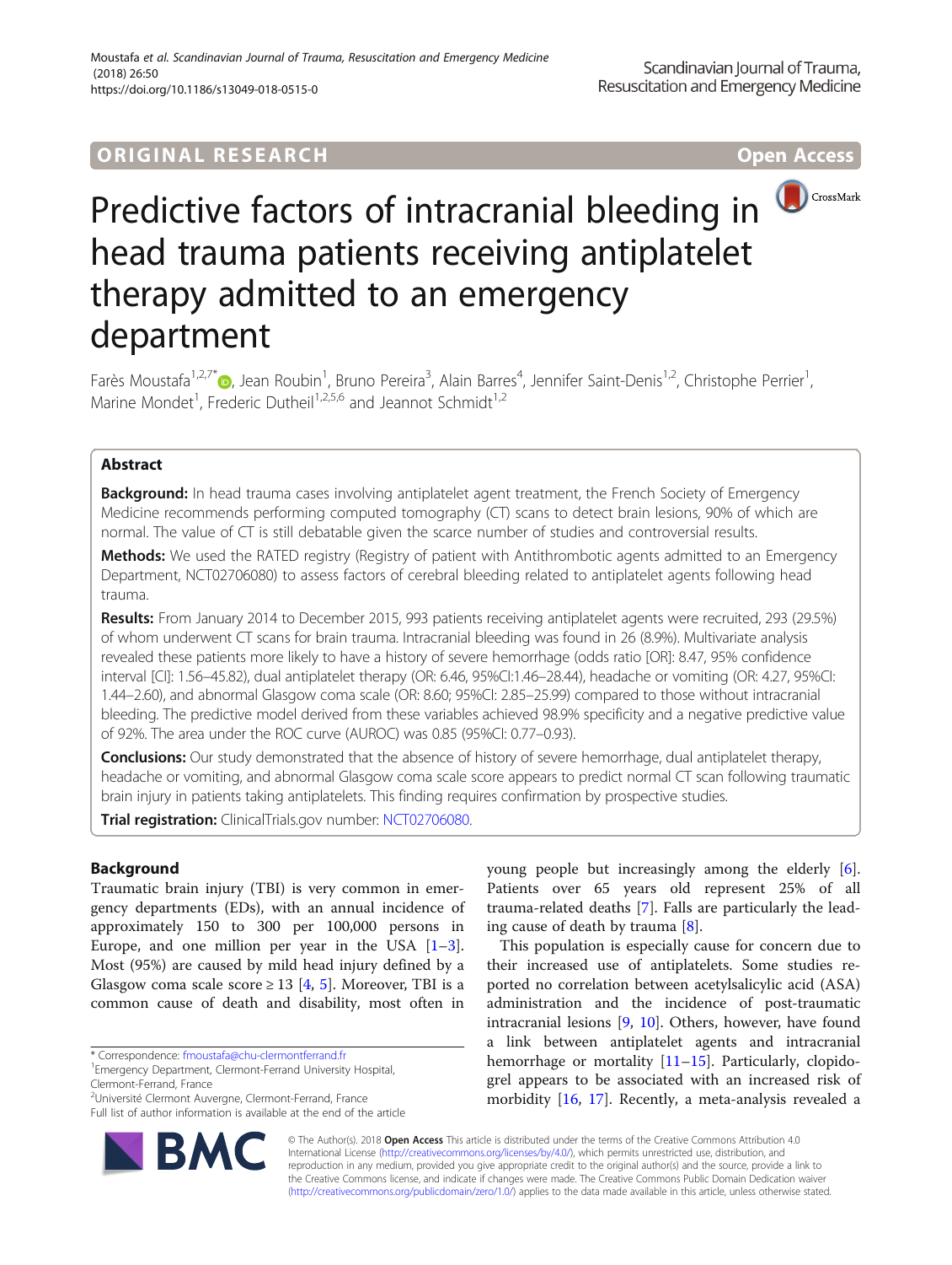ORIGINAL RESEARCH

Open Access

# Predictive factors of intracranial bleeding in head trauma patients receiving antiplatelet therapy admitted to an emergency department

Farès Moustafa[1,2,7*], Jean Roubin[1], Bruno Pereira[3], Alain Barres[4], Jennifer Saint-Denis[1,2], Christophe Perrier[1], Marine Mondet[1], Frederic Dutheil[1,2,5,6] and Jeannot Schmidt[1,2]

## Abstract

**Background:** In head trauma cases involving antiplatelet agent treatment, the French Society of Emergency Medicine recommends performing computed tomography (CT) scans to detect brain lesions, 90% of which are normal. The value of CT is still debatable given the scarce number of studies and controversial results.

**Methods:** We used the RATED registry (Registry of patient with Antithrombotic agents admitted to an Emergency Department, NCT02706080) to assess factors of cerebral bleeding related to antiplatelet agents following head trauma.

**Results:** From January 2014 to December 2015, 993 patients receiving antiplatelet agents were recruited, 293 (29.5%) of whom underwent CT scans for brain trauma. Intracranial bleeding was found in 26 (8.9%). Multivariate analysis revealed these patients more likely to have a history of severe hemorrhage (odds ratio [OR]: 8.47, 95% confidence interval [CI]: 1.56–45.82), dual antiplatelet therapy (OR: 6.46, 95%CI:1.46–28.44), headache or vomiting (OR: 4.27, 95%CI: 1.44–2.60), and abnormal Glasgow coma scale (OR: 8.60; 95%CI: 2.85–25.99) compared to those without intracranial bleeding. The predictive model derived from these variables achieved 98.9% specificity and a negative predictive value of 92%. The area under the ROC curve (AUROC) was 0.85 (95%CI: 0.77–0.93).

**Conclusions:** Our study demonstrated that the absence of history of severe hemorrhage, dual antiplatelet therapy, headache or vomiting, and abnormal Glasgow coma scale score appears to predict normal CT scan following traumatic brain injury in patients taking antiplatelets. This finding requires confirmation by prospective studies.

**Trial registration:** ClinicalTrials.gov number: NCT02706080.

## Background

Traumatic brain injury (TBI) is very common in emergency departments (EDs), with an annual incidence of approximately 150 to 300 per 100,000 persons in Europe, and one million per year in the USA [1–3]. Most (95%) are caused by mild head injury defined by a Glasgow coma scale score ≥ 13 [4, 5]. Moreover, TBI is a common cause of death and disability, most often in young people but increasingly among the elderly [6]. Patients over 65 years old represent 25% of all trauma-related deaths [7]. Falls are particularly the leading cause of death by trauma [8].

This population is especially cause for concern due to their increased use of antiplatelets. Some studies reported no correlation between acetylsalicylic acid (ASA) administration and the incidence of post-traumatic intracranial lesions [9, 10]. Others, however, have found a link between antiplatelet agents and intracranial hemorrhage or mortality [11–15]. Particularly, clopidogrel appears to be associated with an increased risk of morbidity [16, 17]. Recently, a meta-analysis revealed a

\* Correspondence: fmoustafa@chu-clermontferrand.fr
[1]Emergency Department, Clermont-Ferrand University Hospital, Clermont-Ferrand, France
[2]Université Clermont Auvergne, Clermont-Ferrand, France
Full list of author information is available at the end of the article

© The Author(s). 2018 **Open Access** This article is distributed under the terms of the Creative Commons Attribution 4.0 International License (http://creativecommons.org/licenses/by/4.0/), which permits unrestricted use, distribution, and reproduction in any medium, provided you give appropriate credit to the original author(s) and the source, provide a link to the Creative Commons license, and indicate if changes were made. The Creative Commons Public Domain Dedication waiver (http://creativecommons.org/publicdomain/zero/1.0/) applies to the data made available in this article, unless otherwise stated.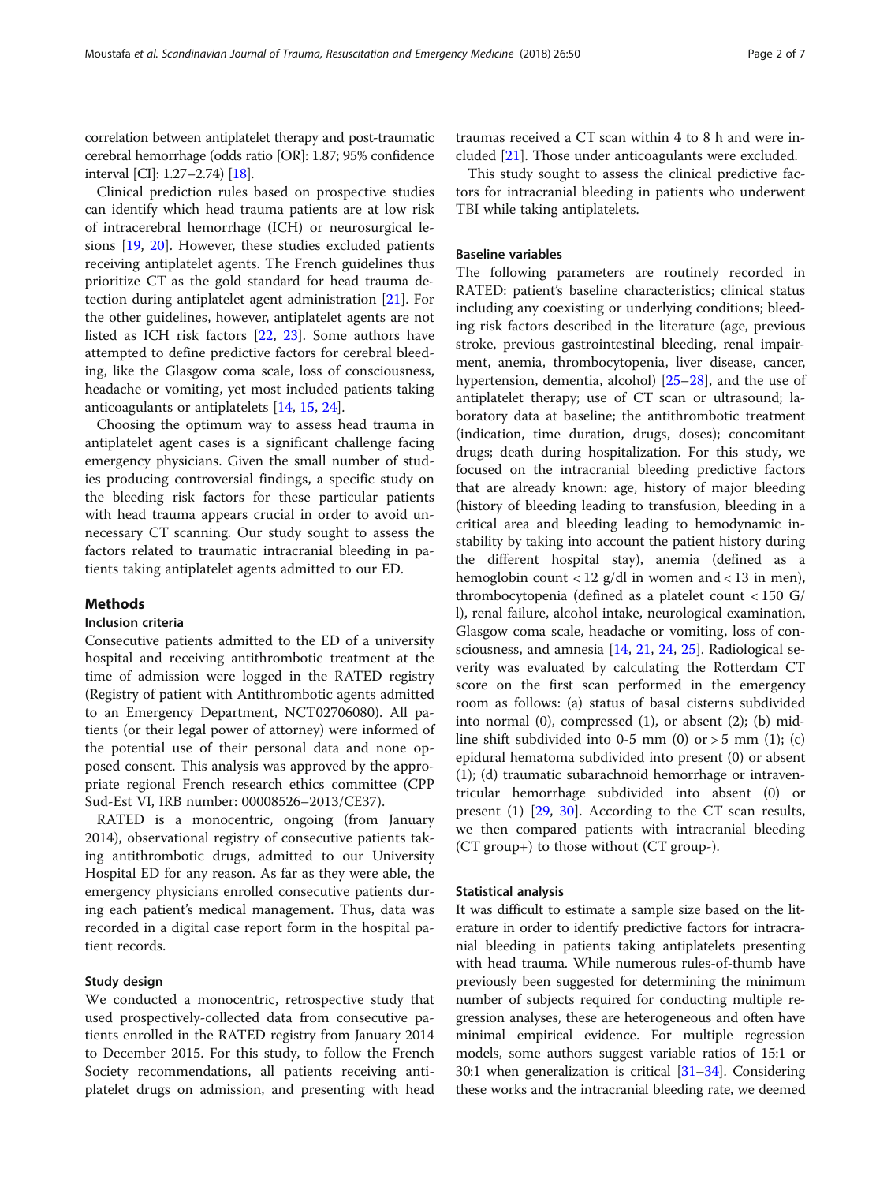correlation between antiplatelet therapy and post-traumatic cerebral hemorrhage (odds ratio [OR]: 1.87; 95% confidence interval [CI]: 1.27–2.74) [18].

Clinical prediction rules based on prospective studies can identify which head trauma patients are at low risk of intracerebral hemorrhage (ICH) or neurosurgical lesions [19, 20]. However, these studies excluded patients receiving antiplatelet agents. The French guidelines thus prioritize CT as the gold standard for head trauma detection during antiplatelet agent administration [21]. For the other guidelines, however, antiplatelet agents are not listed as ICH risk factors [22, 23]. Some authors have attempted to define predictive factors for cerebral bleeding, like the Glasgow coma scale, loss of consciousness, headache or vomiting, yet most included patients taking anticoagulants or antiplatelets [14, 15, 24].

Choosing the optimum way to assess head trauma in antiplatelet agent cases is a significant challenge facing emergency physicians. Given the small number of studies producing controversial findings, a specific study on the bleeding risk factors for these particular patients with head trauma appears crucial in order to avoid unnecessary CT scanning. Our study sought to assess the factors related to traumatic intracranial bleeding in patients taking antiplatelet agents admitted to our ED.

## Methods

### Inclusion criteria

Consecutive patients admitted to the ED of a university hospital and receiving antithrombotic treatment at the time of admission were logged in the RATED registry (Registry of patient with Antithrombotic agents admitted to an Emergency Department, NCT02706080). All patients (or their legal power of attorney) were informed of the potential use of their personal data and none opposed consent. This analysis was approved by the appropriate regional French research ethics committee (CPP Sud-Est VI, IRB number: 00008526–2013/CE37).

RATED is a monocentric, ongoing (from January 2014), observational registry of consecutive patients taking antithrombotic drugs, admitted to our University Hospital ED for any reason. As far as they were able, the emergency physicians enrolled consecutive patients during each patient's medical management. Thus, data was recorded in a digital case report form in the hospital patient records.

### Study design

We conducted a monocentric, retrospective study that used prospectively-collected data from consecutive patients enrolled in the RATED registry from January 2014 to December 2015. For this study, to follow the French Society recommendations, all patients receiving antiplatelet drugs on admission, and presenting with head traumas received a CT scan within 4 to 8 h and were included [21]. Those under anticoagulants were excluded.

This study sought to assess the clinical predictive factors for intracranial bleeding in patients who underwent TBI while taking antiplatelets.

### Baseline variables

The following parameters are routinely recorded in RATED: patient's baseline characteristics; clinical status including any coexisting or underlying conditions; bleeding risk factors described in the literature (age, previous stroke, previous gastrointestinal bleeding, renal impairment, anemia, thrombocytopenia, liver disease, cancer, hypertension, dementia, alcohol) [25–28], and the use of antiplatelet therapy; use of CT scan or ultrasound; laboratory data at baseline; the antithrombotic treatment (indication, time duration, drugs, doses); concomitant drugs; death during hospitalization. For this study, we focused on the intracranial bleeding predictive factors that are already known: age, history of major bleeding (history of bleeding leading to transfusion, bleeding in a critical area and bleeding leading to hemodynamic instability by taking into account the patient history during the different hospital stay), anemia (defined as a hemoglobin count < 12 g/dl in women and < 13 in men), thrombocytopenia (defined as a platelet count < 150 G/l), renal failure, alcohol intake, neurological examination, Glasgow coma scale, headache or vomiting, loss of consciousness, and amnesia [14, 21, 24, 25]. Radiological severity was evaluated by calculating the Rotterdam CT score on the first scan performed in the emergency room as follows: (a) status of basal cisterns subdivided into normal (0), compressed (1), or absent (2); (b) midline shift subdivided into 0-5 mm (0) or > 5 mm (1); (c) epidural hematoma subdivided into present (0) or absent (1); (d) traumatic subarachnoid hemorrhage or intraventricular hemorrhage subdivided into absent (0) or present (1) [29, 30]. According to the CT scan results, we then compared patients with intracranial bleeding (CT group+) to those without (CT group-).

### Statistical analysis

It was difficult to estimate a sample size based on the literature in order to identify predictive factors for intracranial bleeding in patients taking antiplatelets presenting with head trauma. While numerous rules-of-thumb have previously been suggested for determining the minimum number of subjects required for conducting multiple regression analyses, these are heterogeneous and often have minimal empirical evidence. For multiple regression models, some authors suggest variable ratios of 15:1 or 30:1 when generalization is critical [31–34]. Considering these works and the intracranial bleeding rate, we deemed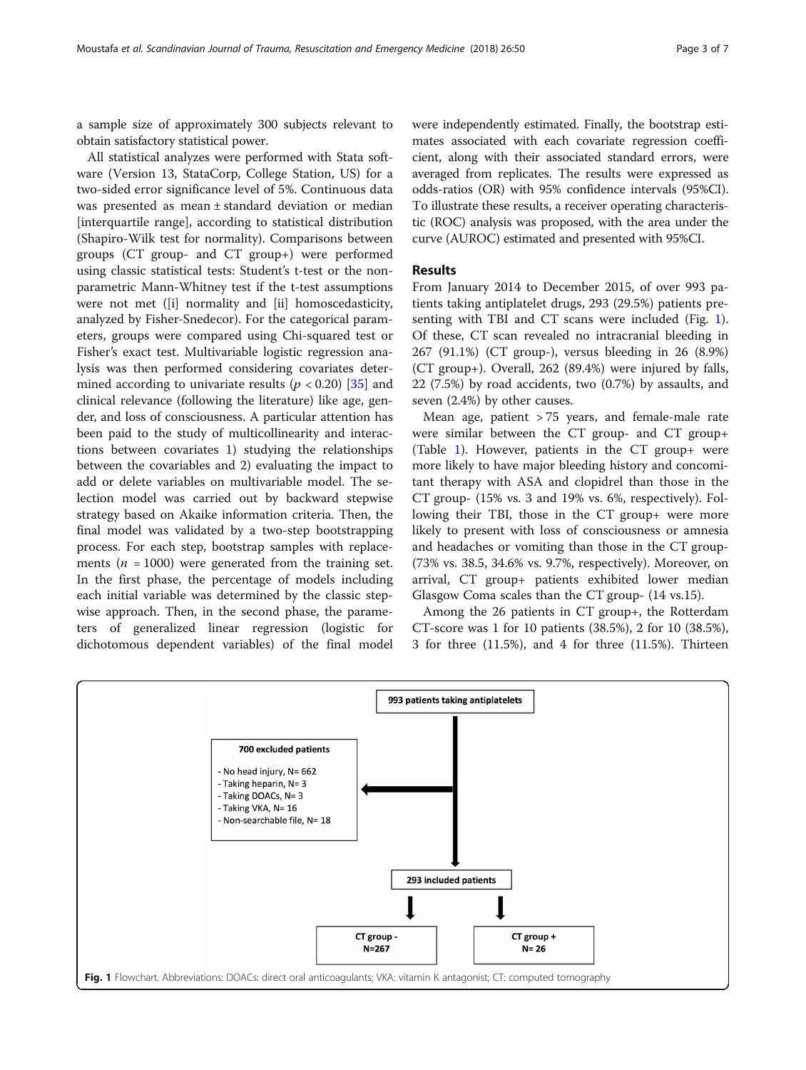a sample size of approximately 300 subjects relevant to obtain satisfactory statistical power.

All statistical analyzes were performed with Stata software (Version 13, StataCorp, College Station, US) for a two-sided error significance level of 5%. Continuous data was presented as mean ± standard deviation or median [interquartile range], according to statistical distribution (Shapiro-Wilk test for normality). Comparisons between groups (CT group- and CT group+) were performed using classic statistical tests: Student's t-test or the non-parametric Mann-Whitney test if the t-test assumptions were not met ([i] normality and [ii] homoscedasticity, analyzed by Fisher-Snedecor). For the categorical parameters, groups were compared using Chi-squared test or Fisher's exact test. Multivariable logistic regression analysis was then performed considering covariates determined according to univariate results ($p < 0.20$) [35] and clinical relevance (following the literature) like age, gender, and loss of consciousness. A particular attention has been paid to the study of multicollinearity and interactions between covariates 1) studying the relationships between the covariables and 2) evaluating the impact to add or delete variables on multivariable model. The selection model was carried out by backward stepwise strategy based on Akaike information criteria. Then, the final model was validated by a two-step bootstrapping process. For each step, bootstrap samples with replacements ($n = 1000$) were generated from the training set. In the first phase, the percentage of models including each initial variable was determined by the classic stepwise approach. Then, in the second phase, the parameters of generalized linear regression (logistic for dichotomous dependent variables) of the final model were independently estimated. Finally, the bootstrap estimates associated with each covariate regression coefficient, along with their associated standard errors, were averaged from replicates. The results were expressed as odds-ratios (OR) with 95% confidence intervals (95%CI). To illustrate these results, a receiver operating characteristic (ROC) analysis was proposed, with the area under the curve (AUROC) estimated and presented with 95%CI.

## Results

From January 2014 to December 2015, of over 993 patients taking antiplatelet drugs, 293 (29.5%) patients presenting with TBI and CT scans were included (Fig. 1). Of these, CT scan revealed no intracranial bleeding in 267 (91.1%) (CT group-), versus bleeding in 26 (8.9%) (CT group+). Overall, 262 (89.4%) were injured by falls, 22 (7.5%) by road accidents, two (0.7%) by assaults, and seven (2.4%) by other causes.

Mean age, patient > 75 years, and female-male rate were similar between the CT group- and CT group+ (Table 1). However, patients in the CT group+ were more likely to have major bleeding history and concomitant therapy with ASA and clopidrel than those in the CT group- (15% vs. 3 and 19% vs. 6%, respectively). Following their TBI, those in the CT group+ were more likely to present with loss of consciousness or amnesia and headaches or vomiting than those in the CT group- (73% vs. 38.5, 34.6% vs. 9.7%, respectively). Moreover, on arrival, CT group+ patients exhibited lower median Glasgow Coma scales than the CT group- (14 vs.15).

Among the 26 patients in CT group+, the Rotterdam CT-score was 1 for 10 patients (38.5%), 2 for 10 (38.5%), 3 for three (11.5%), and 4 for three (11.5%). Thirteen

**993 patients taking antiplatelets**

**700 excluded patients**
- No head injury, N= 662
- Taking heparin, N= 3
- Taking DOACs, N= 3
- Taking VKA, N= 16
- Non-searchable file, N= 18

**293 included patients**

**CT group - N=267** | **CT group + N= 26**

**Fig. 1** Flowchart. Abbreviations: DOACs: direct oral anticoagulants; VKA: vitamin K antagonist; CT: computed tomography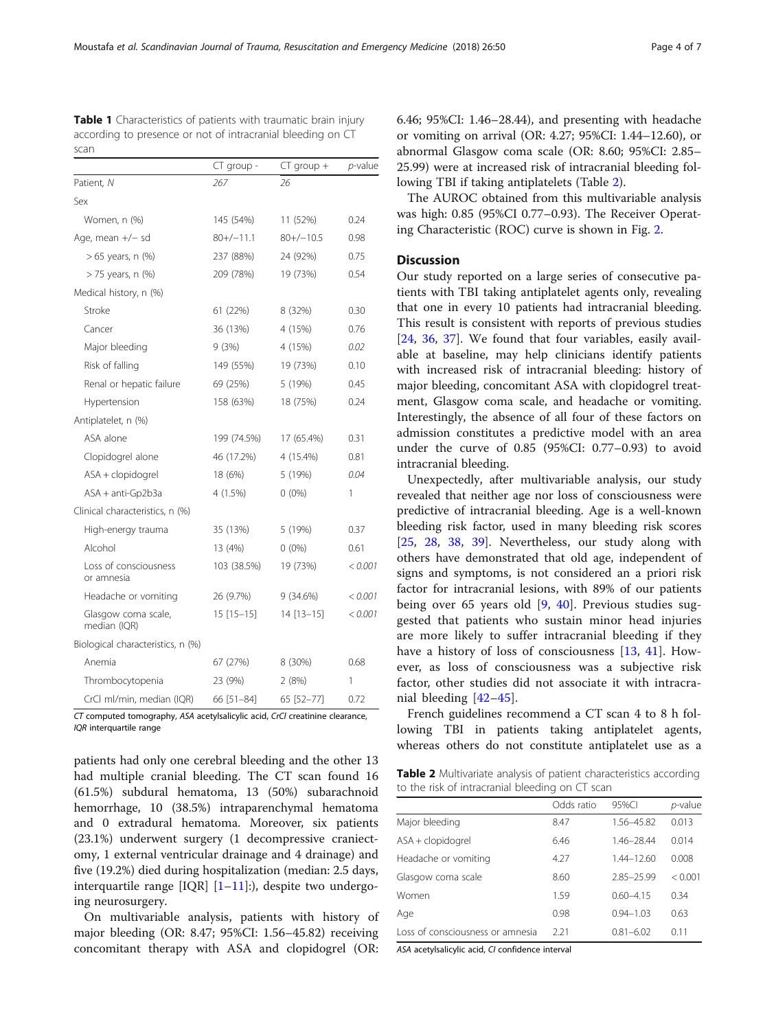**Table 1** Characteristics of patients with traumatic brain injury according to presence or not of intracranial bleeding on CT scan

| | CT group - | CT group + | p-value |
|---|---|---|---|
| Patient, N | 267 | 26 | |
| Sex | | | |
| Women, n (%) | 145 (54%) | 11 (52%) | 0.24 |
| Age, mean +/− sd | 80+/−11.1 | 80+/−10.5 | 0.98 |
| > 65 years, n (%) | 237 (88%) | 24 (92%) | 0.75 |
| > 75 years, n (%) | 209 (78%) | 19 (73%) | 0.54 |
| Medical history, n (%) | | | |
| Stroke | 61 (22%) | 8 (32%) | 0.30 |
| Cancer | 36 (13%) | 4 (15%) | 0.76 |
| Major bleeding | 9 (3%) | 4 (15%) | *0.02* |
| Risk of falling | 149 (55%) | 19 (73%) | 0.10 |
| Renal or hepatic failure | 69 (25%) | 5 (19%) | 0.45 |
| Hypertension | 158 (63%) | 18 (75%) | 0.24 |
| Antiplatelet, n (%) | | | |
| ASA alone | 199 (74.5%) | 17 (65.4%) | 0.31 |
| Clopidogrel alone | 46 (17.2%) | 4 (15.4%) | 0.81 |
| ASA + clopidogrel | 18 (6%) | 5 (19%) | *0.04* |
| ASA + anti-Gp2b3a | 4 (1.5%) | 0 (0%) | 1 |
| Clinical characteristics, n (%) | | | |
| High-energy trauma | 35 (13%) | 5 (19%) | 0.37 |
| Alcohol | 13 (4%) | 0 (0%) | 0.61 |
| Loss of consciousness or amnesia | 103 (38.5%) | 19 (73%) | *< 0.001* |
| Headache or vomiting | 26 (9.7%) | 9 (34.6%) | *< 0.001* |
| Glasgow coma scale, median (IQR) | 15 [15–15] | 14 [13–15] | *< 0.001* |
| Biological characteristics, n (%) | | | |
| Anemia | 67 (27%) | 8 (30%) | 0.68 |
| Thrombocytopenia | 23 (9%) | 2 (8%) | 1 |
| CrCl ml/min, median (IQR) | 66 [51–84] | 65 [52–77] | 0.72 |

*CT* computed tomography, *ASA* acetylsalicylic acid, *CrCl* creatinine clearance, *IQR* interquartile range

patients had only one cerebral bleeding and the other 13 had multiple cranial bleeding. The CT scan found 16 (61.5%) subdural hematoma, 13 (50%) subarachnoid hemorrhage, 10 (38.5%) intraparenchymal hematoma and 0 extradural hematoma. Moreover, six patients (23.1%) underwent surgery (1 decompressive craniectomy, 1 external ventricular drainage and 4 drainage) and five (19.2%) died during hospitalization (median: 2.5 days, interquartile range [IQR] [1–11]:), despite two undergoing neurosurgery.

On multivariable analysis, patients with history of major bleeding (OR: 8.47; 95%CI: 1.56–45.82) receiving concomitant therapy with ASA and clopidogrel (OR: 6.46; 95%CI: 1.46–28.44), and presenting with headache or vomiting on arrival (OR: 4.27; 95%CI: 1.44–12.60), or abnormal Glasgow coma scale (OR: 8.60; 95%CI: 2.85–25.99) were at increased risk of intracranial bleeding following TBI if taking antiplatelets (Table 2).

The AUROC obtained from this multivariable analysis was high: 0.85 (95%CI 0.77–0.93). The Receiver Operating Characteristic (ROC) curve is shown in Fig. 2.

## Discussion

Our study reported on a large series of consecutive patients with TBI taking antiplatelet agents only, revealing that one in every 10 patients had intracranial bleeding. This result is consistent with reports of previous studies [24, 36, 37]. We found that four variables, easily available at baseline, may help clinicians identify patients with increased risk of intracranial bleeding: history of major bleeding, concomitant ASA with clopidogrel treatment, Glasgow coma scale, and headache or vomiting. Interestingly, the absence of all four of these factors on admission constitutes a predictive model with an area under the curve of 0.85 (95%CI: 0.77–0.93) to avoid intracranial bleeding.

Unexpectedly, after multivariable analysis, our study revealed that neither age nor loss of consciousness were predictive of intracranial bleeding. Age is a well-known bleeding risk factor, used in many bleeding risk scores [25, 28, 38, 39]. Nevertheless, our study along with others have demonstrated that old age, independent of signs and symptoms, is not considered an a priori risk factor for intracranial lesions, with 89% of our patients being over 65 years old [9, 40]. Previous studies suggested that patients who sustain minor head injuries are more likely to suffer intracranial bleeding if they have a history of loss of consciousness [13, 41]. However, as loss of consciousness was a subjective risk factor, other studies did not associate it with intracranial bleeding [42–45].

French guidelines recommend a CT scan 4 to 8 h following TBI in patients taking antiplatelet agents, whereas others do not constitute antiplatelet use as a

**Table 2** Multivariate analysis of patient characteristics according to the risk of intracranial bleeding on CT scan

| | Odds ratio | 95%CI | p-value |
|---|---|---|---|
| Major bleeding | 8.47 | 1.56–45.82 | 0.013 |
| ASA + clopidogrel | 6.46 | 1.46–28.44 | 0.014 |
| Headache or vomiting | 4.27 | 1.44–12.60 | 0.008 |
| Glasgow coma scale | 8.60 | 2.85–25.99 | < 0.001 |
| Women | 1.59 | 0.60–4.15 | 0.34 |
| Age | 0.98 | 0.94–1.03 | 0.63 |
| Loss of consciousness or amnesia | 2.21 | 0.81–6.02 | 0.11 |

*ASA* acetylsalicylic acid, *CI* confidence interval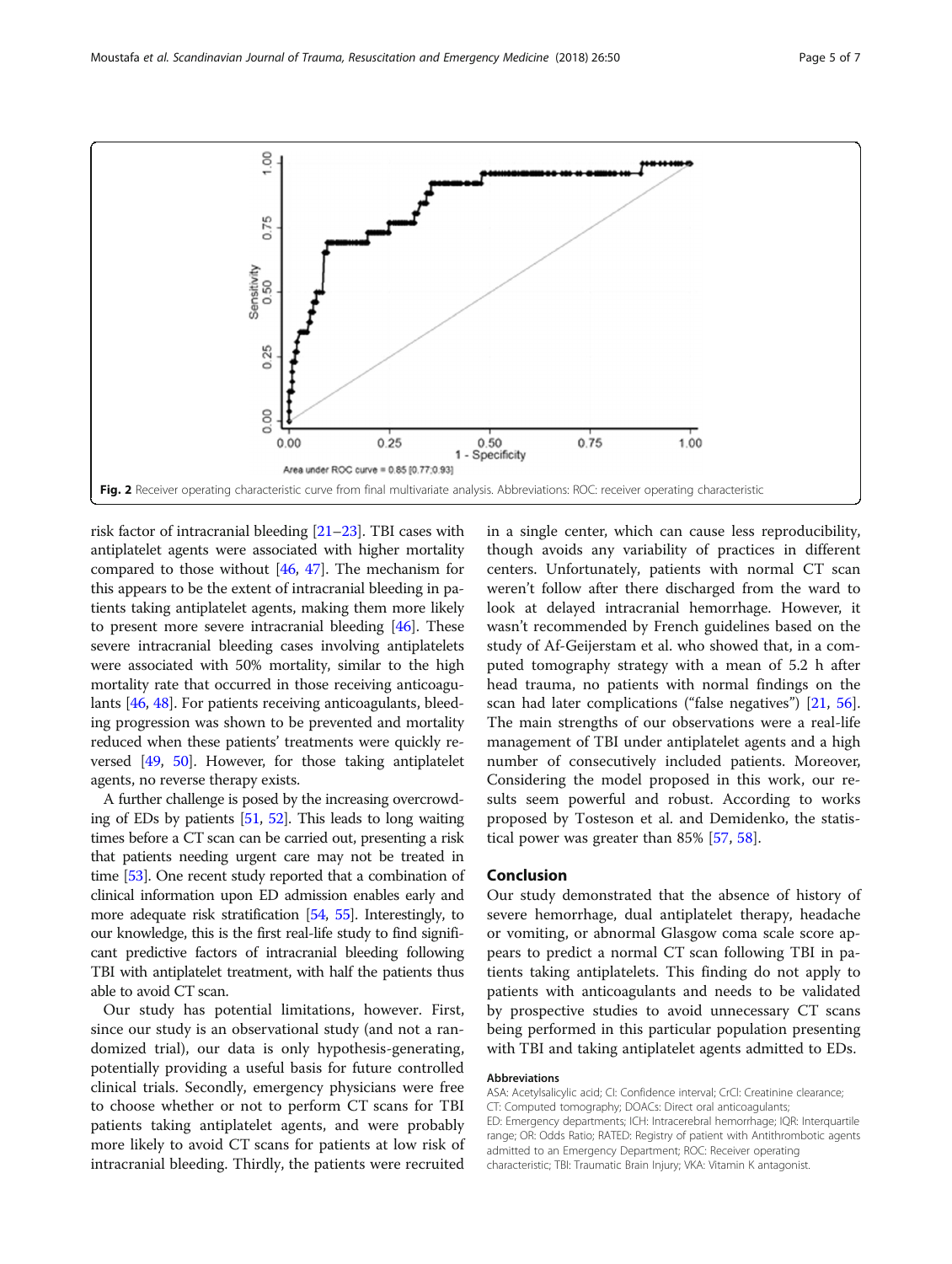Fig. 2 Receiver operating characteristic curve from final multivariate analysis. Abbreviations: ROC: receiver operating characteristic

risk factor of intracranial bleeding [21–23]. TBI cases with antiplatelet agents were associated with higher mortality compared to those without [46, 47]. The mechanism for this appears to be the extent of intracranial bleeding in patients taking antiplatelet agents, making them more likely to present more severe intracranial bleeding [46]. These severe intracranial bleeding cases involving antiplatelets were associated with 50% mortality, similar to the high mortality rate that occurred in those receiving anticoagulants [46, 48]. For patients receiving anticoagulants, bleeding progression was shown to be prevented and mortality reduced when these patients' treatments were quickly reversed [49, 50]. However, for those taking antiplatelet agents, no reverse therapy exists.

A further challenge is posed by the increasing overcrowding of EDs by patients [51, 52]. This leads to long waiting times before a CT scan can be carried out, presenting a risk that patients needing urgent care may not be treated in time [53]. One recent study reported that a combination of clinical information upon ED admission enables early and more adequate risk stratification [54, 55]. Interestingly, to our knowledge, this is the first real-life study to find significant predictive factors of intracranial bleeding following TBI with antiplatelet treatment, with half the patients thus able to avoid CT scan.

Our study has potential limitations, however. First, since our study is an observational study (and not a randomized trial), our data is only hypothesis-generating, potentially providing a useful basis for future controlled clinical trials. Secondly, emergency physicians were free to choose whether or not to perform CT scans for TBI patients taking antiplatelet agents, and were probably more likely to avoid CT scans for patients at low risk of intracranial bleeding. Thirdly, the patients were recruited in a single center, which can cause less reproducibility, though avoids any variability of practices in different centers. Unfortunately, patients with normal CT scan weren't follow after there discharged from the ward to look at delayed intracranial hemorrhage. However, it wasn't recommended by French guidelines based on the study of Af-Geijerstam et al. who showed that, in a computed tomography strategy with a mean of 5.2 h after head trauma, no patients with normal findings on the scan had later complications ("false negatives") [21, 56]. The main strengths of our observations were a real-life management of TBI under antiplatelet agents and a high number of consecutively included patients. Moreover, Considering the model proposed in this work, our results seem powerful and robust. According to works proposed by Tosteson et al. and Demidenko, the statistical power was greater than 85% [57, 58].

## Conclusion

Our study demonstrated that the absence of history of severe hemorrhage, dual antiplatelet therapy, headache or vomiting, or abnormal Glasgow coma scale score appears to predict a normal CT scan following TBI in patients taking antiplatelets. This finding do not apply to patients with anticoagulants and needs to be validated by prospective studies to avoid unnecessary CT scans being performed in this particular population presenting with TBI and taking antiplatelet agents admitted to EDs.

### Abbreviations

ASA: Acetylsalicylic acid; CI: Confidence interval; CrCl: Creatinine clearance; CT: Computed tomography; DOACs: Direct oral anticoagulants; ED: Emergency departments; ICH: Intracerebral hemorrhage; IQR: Interquartile range; OR: Odds Ratio; RATED: Registry of patient with Antithrombotic agents admitted to an Emergency Department; ROC: Receiver operating characteristic; TBI: Traumatic Brain Injury; VKA: Vitamin K antagonist.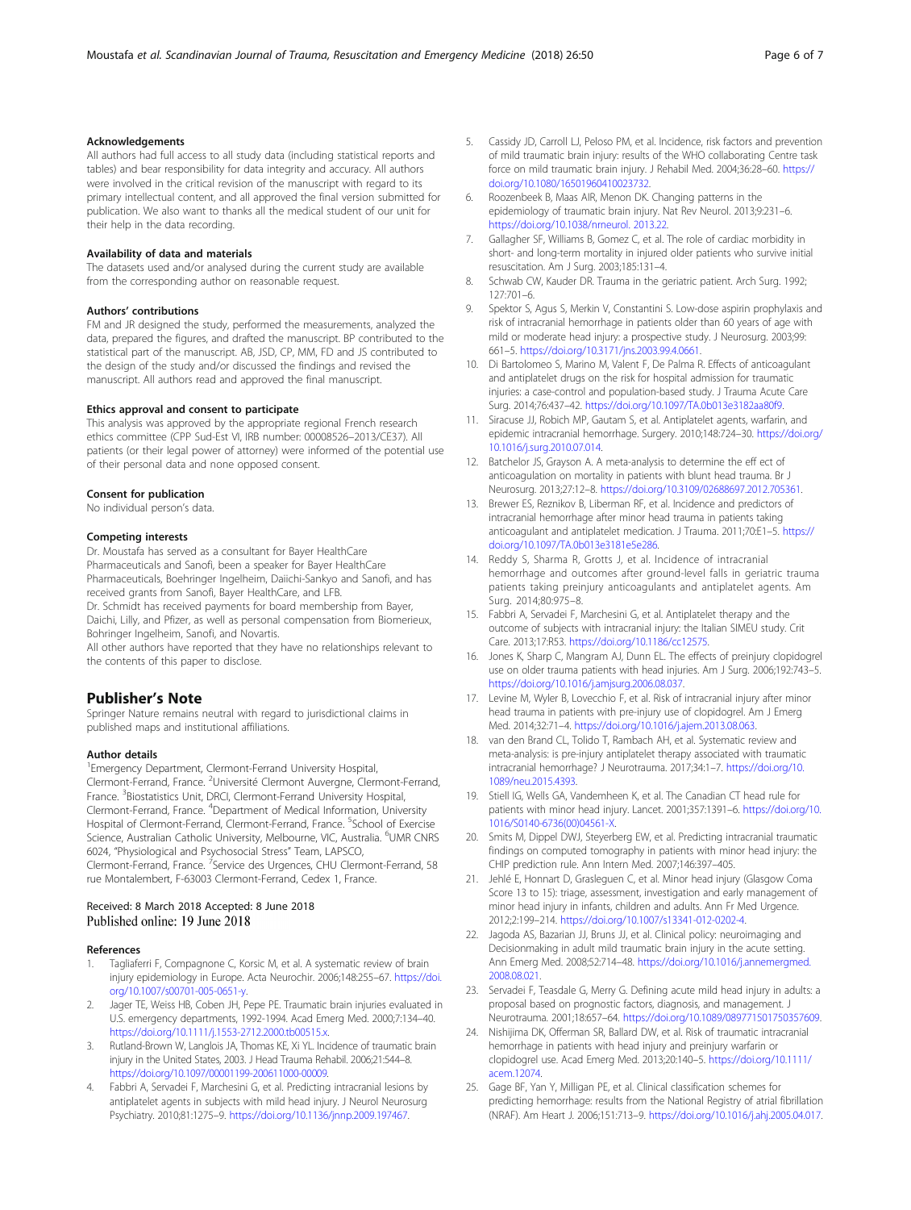#### Acknowledgements

All authors had full access to all study data (including statistical reports and tables) and bear responsibility for data integrity and accuracy. All authors were involved in the critical revision of the manuscript with regard to its primary intellectual content, and all approved the final version submitted for publication. We also want to thanks all the medical student of our unit for their help in the data recording.

#### Availability of data and materials

The datasets used and/or analysed during the current study are available from the corresponding author on reasonable request.

#### Authors' contributions

FM and JR designed the study, performed the measurements, analyzed the data, prepared the figures, and drafted the manuscript. BP contributed to the statistical part of the manuscript. AB, JSD, CP, MM, FD and JS contributed to the design of the study and/or discussed the findings and revised the manuscript. All authors read and approved the final manuscript.

#### Ethics approval and consent to participate

This analysis was approved by the appropriate regional French research ethics committee (CPP Sud-Est VI, IRB number: 00008526–2013/CE37). All patients (or their legal power of attorney) were informed of the potential use of their personal data and none opposed consent.

#### Consent for publication

No individual person's data.

#### Competing interests

Dr. Moustafa has served as a consultant for Bayer HealthCare Pharmaceuticals and Sanofi, been a speaker for Bayer HealthCare Pharmaceuticals, Boehringer Ingelheim, Daiichi-Sankyo and Sanofi, and has received grants from Sanofi, Bayer HealthCare, and LFB.
Dr. Schmidt has received payments for board membership from Bayer, Daichi, Lilly, and Pfizer, as well as personal compensation from Biomerieux, Bohringer Ingelheim, Sanofi, and Novartis.
All other authors have reported that they have no relationships relevant to the contents of this paper to disclose.

## Publisher's Note

Springer Nature remains neutral with regard to jurisdictional claims in published maps and institutional affiliations.

#### Author details

[1]Emergency Department, Clermont-Ferrand University Hospital, Clermont-Ferrand, France. [2]Université Clermont Auvergne, Clermont-Ferrand, France. [3]Biostatistics Unit, DRCI, Clermont-Ferrand University Hospital, Clermont-Ferrand, France. [4]Department of Medical Information, University Hospital of Clermont-Ferrand, Clermont-Ferrand, France. [5]School of Exercise Science, Australian Catholic University, Melbourne, VIC, Australia. [6]UMR CNRS 6024, "Physiological and Psychosocial Stress" Team, LAPSCO, Clermont-Ferrand, France. [7]Service des Urgences, CHU Clermont-Ferrand, 58 rue Montalembert, F-63003 Clermont-Ferrand, Cedex 1, France.

Received: 8 March 2018 Accepted: 8 June 2018
Published online: 19 June 2018

#### References

1. Tagliaferri F, Compagnone C, Korsic M, et al. A systematic review of brain injury epidemiology in Europe. Acta Neurochir. 2006;148:255–67. https://doi.org/10.1007/s00701-005-0651-y.
2. Jager TE, Weiss HB, Coben JH, Pepe PE. Traumatic brain injuries evaluated in U.S. emergency departments, 1992-1994. Acad Emerg Med. 2000;7:134–40. https://doi.org/10.1111/j.1553-2712.2000.tb00515.x.
3. Rutland-Brown W, Langlois JA, Thomas KE, Xi YL. Incidence of traumatic brain injury in the United States, 2003. J Head Trauma Rehabil. 2006;21:544–8. https://doi.org/10.1097/00001199-200611000-00009.
4. Fabbri A, Servadei F, Marchesini G, et al. Predicting intracranial lesions by antiplatelet agents in subjects with mild head injury. J Neurol Neurosurg Psychiatry. 2010;81:1275–9. https://doi.org/10.1136/jnnp.2009.197467.
5. Cassidy JD, Carroll LJ, Peloso PM, et al. Incidence, risk factors and prevention of mild traumatic brain injury: results of the WHO collaborating Centre task force on mild traumatic brain injury. J Rehabil Med. 2004;36:28–60. https://doi.org/10.1080/16501960410023732.
6. Roozenbeek B, Maas AIR, Menon DK. Changing patterns in the epidemiology of traumatic brain injury. Nat Rev Neurol. 2013;9:231–6. https://doi.org/10.1038/nrneurol. 2013.22.
7. Gallagher SF, Williams B, Gomez C, et al. The role of cardiac morbidity in short- and long-term mortality in injured older patients who survive initial resuscitation. Am J Surg. 2003;185:131–4.
8. Schwab CW, Kauder DR. Trauma in the geriatric patient. Arch Surg. 1992; 127:701–6.
9. Spektor S, Agus S, Merkin V, Constantini S. Low-dose aspirin prophylaxis and risk of intracranial hemorrhage in patients older than 60 years of age with mild or moderate head injury: a prospective study. J Neurosurg. 2003;99: 661–5. https://doi.org/10.3171/jns.2003.99.4.0661.
10. Di Bartolomeo S, Marino M, Valent F, De Palma R. Effects of anticoagulant and antiplatelet drugs on the risk for hospital admission for traumatic injuries: a case-control and population-based study. J Trauma Acute Care Surg. 2014;76:437–42. https://doi.org/10.1097/TA.0b013e3182aa80f9.
11. Siracuse JJ, Robich MP, Gautam S, et al. Antiplatelet agents, warfarin, and epidemic intracranial hemorrhage. Surgery. 2010;148:724–30. https://doi.org/10.1016/j.surg.2010.07.014.
12. Batchelor JS, Grayson A. A meta-analysis to determine the eff ect of anticoagulation on mortality in patients with blunt head trauma. Br J Neurosurg. 2013;27:12–8. https://doi.org/10.3109/02688697.2012.705361.
13. Brewer ES, Reznikov B, Liberman RF, et al. Incidence and predictors of intracranial hemorrhage after minor head trauma in patients taking anticoagulant and antiplatelet medication. J Trauma. 2011;70:E1–5. https://doi.org/10.1097/TA.0b013e3181e5e286.
14. Reddy S, Sharma R, Grotts J, et al. Incidence of intracranial hemorrhage and outcomes after ground-level falls in geriatric trauma patients taking preinjury anticoagulants and antiplatelet agents. Am Surg. 2014;80:975–8.
15. Fabbri A, Servadei F, Marchesini G, et al. Antiplatelet therapy and the outcome of subjects with intracranial injury: the Italian SIMEU study. Crit Care. 2013;17:R53. https://doi.org/10.1186/cc12575.
16. Jones K, Sharp C, Mangram AJ, Dunn EL. The effects of preinjury clopidogrel use on older trauma patients with head injuries. Am J Surg. 2006;192:743–5. https://doi.org/10.1016/j.amjsurg.2006.08.037.
17. Levine M, Wyler B, Lovecchio F, et al. Risk of intracranial injury after minor head trauma in patients with pre-injury use of clopidogrel. Am J Emerg Med. 2014;32:71–4. https://doi.org/10.1016/j.ajem.2013.08.063.
18. van den Brand CL, Tolido T, Rambach AH, et al. Systematic review and meta-analysis: is pre-injury antiplatelet therapy associated with traumatic intracranial hemorrhage? J Neurotrauma. 2017;34:1–7. https://doi.org/10.1089/neu.2015.4393.
19. Stiell IG, Wells GA, Vandemheen K, et al. The Canadian CT head rule for patients with minor head injury. Lancet. 2001;357:1391–6. https://doi.org/10.1016/S0140-6736(00)04561-X.
20. Smits M, Dippel DWJ, Steyerberg EW, et al. Predicting intracranial traumatic findings on computed tomography in patients with minor head injury: the CHIP prediction rule. Ann Intern Med. 2007;146:397–405.
21. Jehlé E, Honnart D, Grasleguen C, et al. Minor head injury (Glasgow Coma Score 13 to 15): triage, assessment, investigation and early management of minor head injury in infants, children and adults. Ann Fr Med Urgence. 2012;2:199–214. https://doi.org/10.1007/s13341-012-0202-4.
22. Jagoda AS, Bazarian JJ, Bruns JJ, et al. Clinical policy: neuroimaging and Decisionmaking in adult mild traumatic brain injury in the acute setting. Ann Emerg Med. 2008;52:714–48. https://doi.org/10.1016/j.annemergmed.2008.08.021.
23. Servadei F, Teasdale G, Merry G. Defining acute mild head injury in adults: a proposal based on prognostic factors, diagnosis, and management. J Neurotrauma. 2001;18:657–64. https://doi.org/10.1089/089771501750357609.
24. Nishijima DK, Offerman SR, Ballard DW, et al. Risk of traumatic intracranial hemorrhage in patients with head injury and preinjury warfarin or clopidogrel use. Acad Emerg Med. 2013;20:140–5. https://doi.org/10.1111/acem.12074.
25. Gage BF, Yan Y, Milligan PE, et al. Clinical classification schemes for predicting hemorrhage: results from the National Registry of atrial fibrillation (NRAF). Am Heart J. 2006;151:713–9. https://doi.org/10.1016/j.ahj.2005.04.017.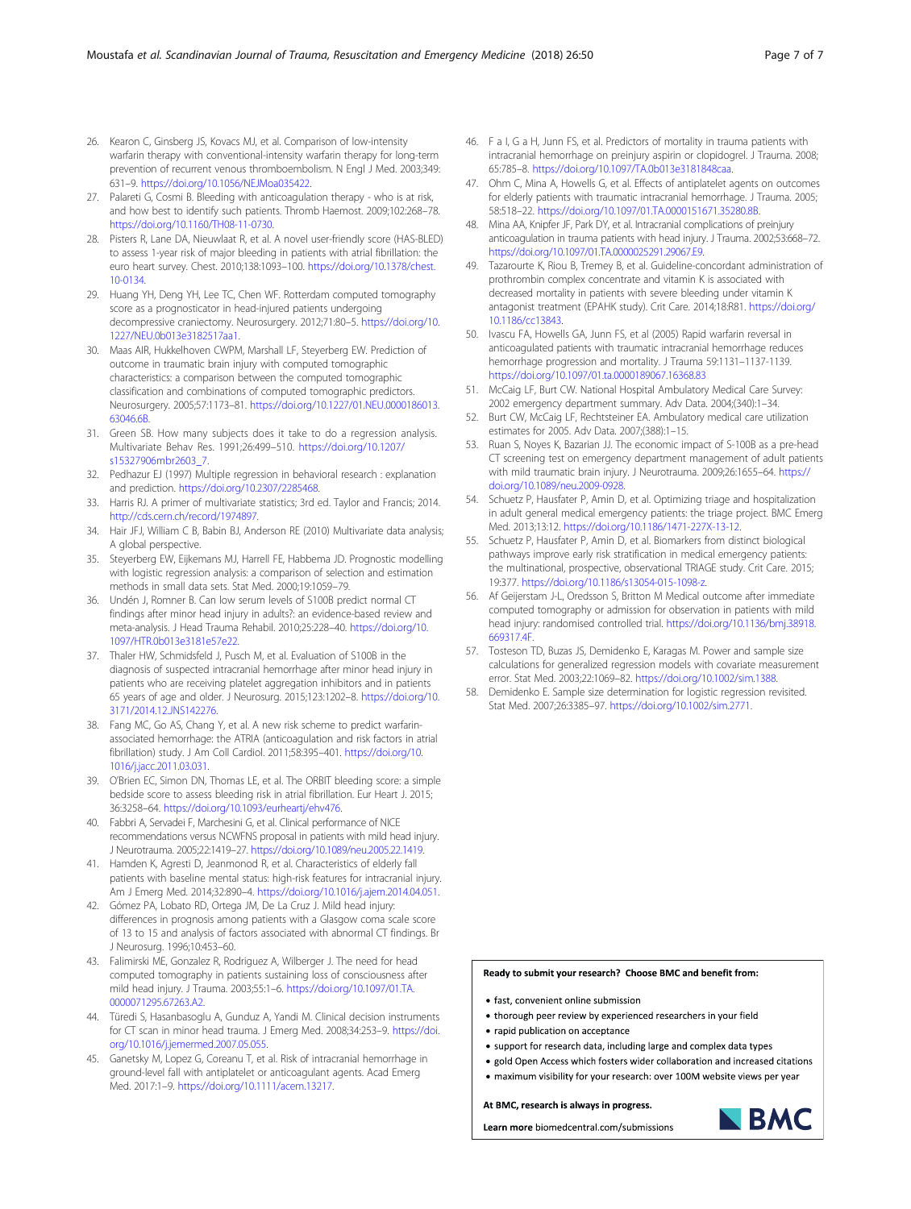26. Kearon C, Ginsberg JS, Kovacs MJ, et al. Comparison of low-intensity warfarin therapy with conventional-intensity warfarin therapy for long-term prevention of recurrent venous thromboembolism. N Engl J Med. 2003;349:631–9. https://doi.org/10.1056/NEJMoa035422.
27. Palareti G, Cosmi B. Bleeding with anticoagulation therapy - who is at risk, and how best to identify such patients. Thromb Haemost. 2009;102:268–78. https://doi.org/10.1160/TH08-11-0730.
28. Pisters R, Lane DA, Nieuwlaat R, et al. A novel user-friendly score (HAS-BLED) to assess 1-year risk of major bleeding in patients with atrial fibrillation: the euro heart survey. Chest. 2010;138:1093–100. https://doi.org/10.1378/chest.10-0134.
29. Huang YH, Deng YH, Lee TC, Chen WF. Rotterdam computed tomography score as a prognosticator in head-injured patients undergoing decompressive craniectomy. Neurosurgery. 2012;71:80–5. https://doi.org/10.1227/NEU.0b013e3182517aa1.
30. Maas AIR, Hukkelhoven CWPM, Marshall LF, Steyerberg EW. Prediction of outcome in traumatic brain injury with computed tomographic characteristics: a comparison between the computed tomographic classification and combinations of computed tomographic predictors. Neurosurgery. 2005;57:1173–81. https://doi.org/10.1227/01.NEU.0000186013.63046.6B.
31. Green SB. How many subjects does it take to do a regression analysis. Multivariate Behav Res. 1991;26:499–510. https://doi.org/10.1207/s15327906mbr2603_7.
32. Pedhazur EJ (1997) Multiple regression in behavioral research : explanation and prediction. https://doi.org/10.2307/2285468.
33. Harris RJ. A primer of multivariate statistics; 3rd ed. Taylor and Francis; 2014. http://cds.cern.ch/record/1974897.
34. Hair JFJ, William C B, Babin BJ, Anderson RE (2010) Multivariate data analysis; A global perspective.
35. Steyerberg EW, Eijkemans MJ, Harrell FE, Habbema JD. Prognostic modelling with logistic regression analysis: a comparison of selection and estimation methods in small data sets. Stat Med. 2000;19:1059–79.
36. Undén J, Romner B. Can low serum levels of S100B predict normal CT findings after minor head injury in adults?: an evidence-based review and meta-analysis. J Head Trauma Rehabil. 2010;25:228–40. https://doi.org/10.1097/HTR.0b013e3181e57e22.
37. Thaler HW, Schmidsfeld J, Pusch M, et al. Evaluation of S100B in the diagnosis of suspected intracranial hemorrhage after minor head injury in patients who are receiving platelet aggregation inhibitors and in patients 65 years of age and older. J Neurosurg. 2015;123:1202–8. https://doi.org/10.3171/2014.12.JNS142276.
38. Fang MC, Go AS, Chang Y, et al. A new risk scheme to predict warfarin-associated hemorrhage: the ATRIA (anticoagulation and risk factors in atrial fibrillation) study. J Am Coll Cardiol. 2011;58:395–401. https://doi.org/10.1016/j.jacc.2011.03.031.
39. O'Brien EC, Simon DN, Thomas LE, et al. The ORBIT bleeding score: a simple bedside score to assess bleeding risk in atrial fibrillation. Eur Heart J. 2015;36:3258–64. https://doi.org/10.1093/eurheartj/ehv476.
40. Fabbri A, Servadei F, Marchesini G, et al. Clinical performance of NICE recommendations versus NCWFNS proposal in patients with mild head injury. J Neurotrauma. 2005;22:1419–27. https://doi.org/10.1089/neu.2005.22.1419.
41. Hamden K, Agresti D, Jeanmonod R, et al. Characteristics of elderly fall patients with baseline mental status: high-risk features for intracranial injury. Am J Emerg Med. 2014;32:890–4. https://doi.org/10.1016/j.ajem.2014.04.051.
42. Gómez PA, Lobato RD, Ortega JM, De La Cruz J. Mild head injury: differences in prognosis among patients with a Glasgow coma scale score of 13 to 15 and analysis of factors associated with abnormal CT findings. Br J Neurosurg. 1996;10:453–60.
43. Falimirski ME, Gonzalez R, Rodriguez A, Wilberger J. The need for head computed tomography in patients sustaining loss of consciousness after mild head injury. J Trauma. 2003;55:1–6. https://doi.org/10.1097/01.TA.0000071295.67263.A2.
44. Türedi S, Hasanbasoglu A, Gunduz A, Yandi M. Clinical decision instruments for CT scan in minor head trauma. J Emerg Med. 2008;34:253–9. https://doi.org/10.1016/j.jemermed.2007.05.055.
45. Ganetsky M, Lopez G, Coreanu T, et al. Risk of intracranial hemorrhage in ground-level fall with antiplatelet or anticoagulant agents. Acad Emerg Med. 2017:1–9. https://doi.org/10.1111/acem.13217.
46. F a I, G a H, Junn FS, et al. Predictors of mortality in trauma patients with intracranial hemorrhage on preinjury aspirin or clopidogrel. J Trauma. 2008;65:785–8. https://doi.org/10.1097/TA.0b013e3181848caa.
47. Ohm C, Mina A, Howells G, et al. Effects of antiplatelet agents on outcomes for elderly patients with traumatic intracranial hemorrhage. J Trauma. 2005;58:518–22. https://doi.org/10.1097/01.TA.0000151671.35280.8B.
48. Mina AA, Knipfer JF, Park DY, et al. Intracranial complications of preinjury anticoagulation in trauma patients with head injury. J Trauma. 2002;53:668–72. https://doi.org/10.1097/01.TA.0000025291.29067.E9.
49. Tazarourte K, Riou B, Tremey B, et al. Guideline-concordant administration of prothrombin complex concentrate and vitamin K is associated with decreased mortality in patients with severe bleeding under vitamin K antagonist treatment (EPAHK study). Crit Care. 2014;18:R81. https://doi.org/10.1186/cc13843.
50. Ivascu FA, Howells GA, Junn FS, et al (2005) Rapid warfarin reversal in anticoagulated patients with traumatic intracranial hemorrhage reduces hemorrhage progression and mortality. J Trauma 59:1131–1137-1139. https://doi.org/10.1097/01.ta.0000189067.16368.83
51. McCaig LF, Burt CW. National Hospital Ambulatory Medical Care Survey: 2002 emergency department summary. Adv Data. 2004;(340):1–34.
52. Burt CW, McCaig LF, Rechtsteiner EA. Ambulatory medical care utilization estimates for 2005. Adv Data. 2007;(388):1–15.
53. Ruan S, Noyes K, Bazarian JJ. The economic impact of S-100B as a pre-head CT screening test on emergency department management of adult patients with mild traumatic brain injury. J Neurotrauma. 2009;26:1655–64. https://doi.org/10.1089/neu.2009-0928.
54. Schuetz P, Hausfater P, Amin D, et al. Optimizing triage and hospitalization in adult general medical emergency patients: the triage project. BMC Emerg Med. 2013;13:12. https://doi.org/10.1186/1471-227X-13-12.
55. Schuetz P, Hausfater P, Amin D, et al. Biomarkers from distinct biological pathways improve early risk stratification in medical emergency patients: the multinational, prospective, observational TRIAGE study. Crit Care. 2015;19:377. https://doi.org/10.1186/s13054-015-1098-z.
56. Af Geijerstam J-L, Oredsson S, Britton M Medical outcome after immediate computed tomography or admission for observation in patients with mild head injury: randomised controlled trial. https://doi.org/10.1136/bmj.38918.669317.4F.
57. Tosteson TD, Buzas JS, Demidenko E, Karagas M. Power and sample size calculations for generalized regression models with covariate measurement error. Stat Med. 2003;22:1069–82. https://doi.org/10.1002/sim.1388.
58. Demidenko E. Sample size determination for logistic regression revisited. Stat Med. 2007;26:3385–97. https://doi.org/10.1002/sim.2771.

**Ready to submit your research? Choose BMC and benefit from:**

- fast, convenient online submission
- thorough peer review by experienced researchers in your field
- rapid publication on acceptance
- support for research data, including large and complex data types
- gold Open Access which fosters wider collaboration and increased citations
- maximum visibility for your research: over 100M website views per year

**At BMC, research is always in progress.**

**Learn more** biomedcentral.com/submissions

BMC